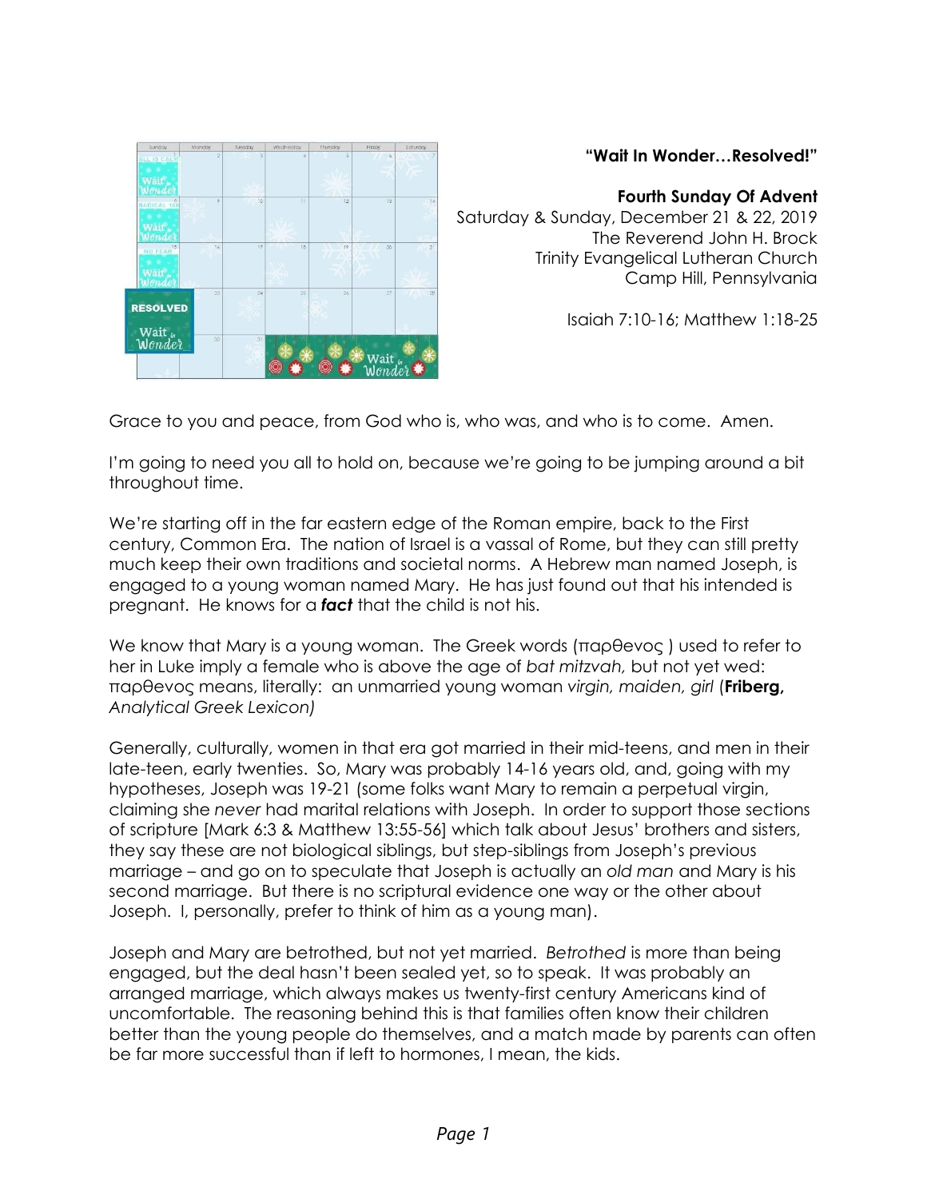**"Wait In Wonder…Resolved!"**

**Fourth Sunday Of Advent**
Saturday & Sunday, December 21 & 22, 2019
The Reverend John H. Brock
Trinity Evangelical Lutheran Church
Camp Hill, Pennsylvania

Isaiah 7:10-16; Matthew 1:18-25

Grace to you and peace, from God who is, who was, and who is to come. Amen.

I'm going to need you all to hold on, because we're going to be jumping around a bit throughout time.

We're starting off in the far eastern edge of the Roman empire, back to the First century, Common Era. The nation of Israel is a vassal of Rome, but they can still pretty much keep their own traditions and societal norms. A Hebrew man named Joseph, is engaged to a young woman named Mary. He has just found out that his intended is pregnant. He knows for a ***fact*** that the child is not his.

We know that Mary is a young woman. The Greek words (παρθενος ) used to refer to her in Luke imply a female who is above the age of *bat mitzvah,* but not yet wed: παρθενος means, literally: an unmarried young woman *virgin, maiden, girl* (**Friberg,** *Analytical Greek Lexicon)*

Generally, culturally, women in that era got married in their mid-teens, and men in their late-teen, early twenties. So, Mary was probably 14-16 years old, and, going with my hypotheses, Joseph was 19-21 (some folks want Mary to remain a perpetual virgin, claiming she *never* had marital relations with Joseph. In order to support those sections of scripture [Mark 6:3 & Matthew 13:55-56] which talk about Jesus' brothers and sisters, they say these are not biological siblings, but step-siblings from Joseph's previous marriage – and go on to speculate that Joseph is actually an *old man* and Mary is his second marriage. But there is no scriptural evidence one way or the other about Joseph. I, personally, prefer to think of him as a young man).

Joseph and Mary are betrothed, but not yet married. *Betrothed* is more than being engaged, but the deal hasn't been sealed yet, so to speak. It was probably an arranged marriage, which always makes us twenty-first century Americans kind of uncomfortable. The reasoning behind this is that families often know their children better than the young people do themselves, and a match made by parents can often be far more successful than if left to hormones, I mean, the kids.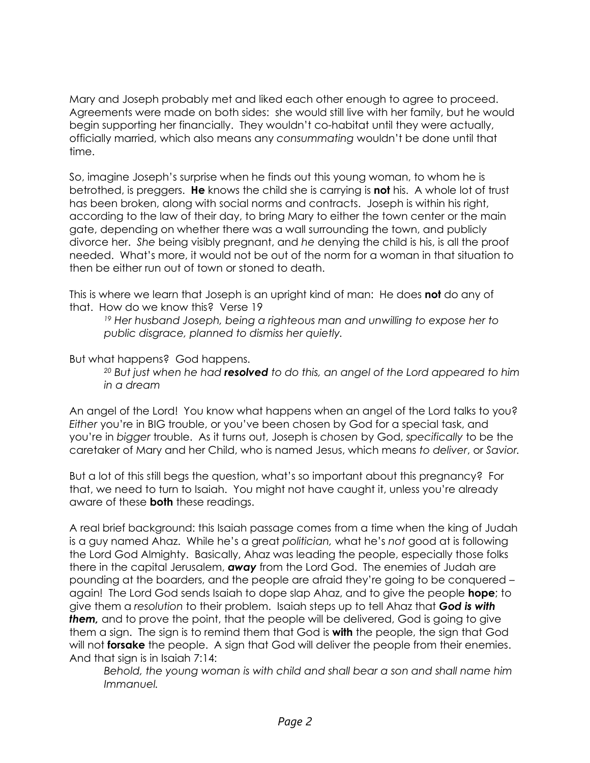Mary and Joseph probably met and liked each other enough to agree to proceed. Agreements were made on both sides: she would still live with her family, but he would begin supporting her financially. They wouldn't co-habitat until they were actually, officially married, which also means any *consummating* wouldn't be done until that time.

So, imagine Joseph's surprise when he finds out this young woman, to whom he is betrothed, is preggers. **He** knows the child she is carrying is **not** his. A whole lot of trust has been broken, along with social norms and contracts. Joseph is within his right, according to the law of their day, to bring Mary to either the town center or the main gate, depending on whether there was a wall surrounding the town, and publicly divorce her. *She* being visibly pregnant, and *he* denying the child is his, is all the proof needed. What's more, it would not be out of the norm for a woman in that situation to then be either run out of town or stoned to death.

This is where we learn that Joseph is an upright kind of man: He does **not** do any of that. How do we know this? Verse 19

> [19] *Her husband Joseph, being a righteous man and unwilling to expose her to public disgrace, planned to dismiss her quietly.*

But what happens? God happens.

> [20] *But just when he had **resolved** to do this, an angel of the Lord appeared to him in a dream*

An angel of the Lord! You know what happens when an angel of the Lord talks to you? *Either* you're in BIG trouble, or you've been chosen by God for a special task, and you're in *bigger* trouble. As it turns out, Joseph is *chosen* by God, *specifically* to be the caretaker of Mary and her Child, who is named Jesus, which means *to deliver*, or *Savior.*

But a lot of this still begs the question, what's so important about this pregnancy? For that, we need to turn to Isaiah. You might not have caught it, unless you're already aware of these **both** these readings.

A real brief background: this Isaiah passage comes from a time when the king of Judah is a guy named Ahaz. While he's a great *politician,* what he's *not* good at is following the Lord God Almighty. Basically, Ahaz was leading the people, especially those folks there in the capital Jerusalem, ***away*** from the Lord God. The enemies of Judah are pounding at the boarders, and the people are afraid they're going to be conquered – again! The Lord God sends Isaiah to dope slap Ahaz, and to give the people **hope**; to give them a *resolution* to their problem. Isaiah steps up to tell Ahaz that ***God is with them,*** and to prove the point, that the people will be delivered, God is going to give them a sign. The sign is to remind them that God is **with** the people, the sign that God will not **forsake** the people. A sign that God will deliver the people from their enemies. And that sign is in Isaiah 7:14:

> *Behold, the young woman is with child and shall bear a son and shall name him Immanuel.*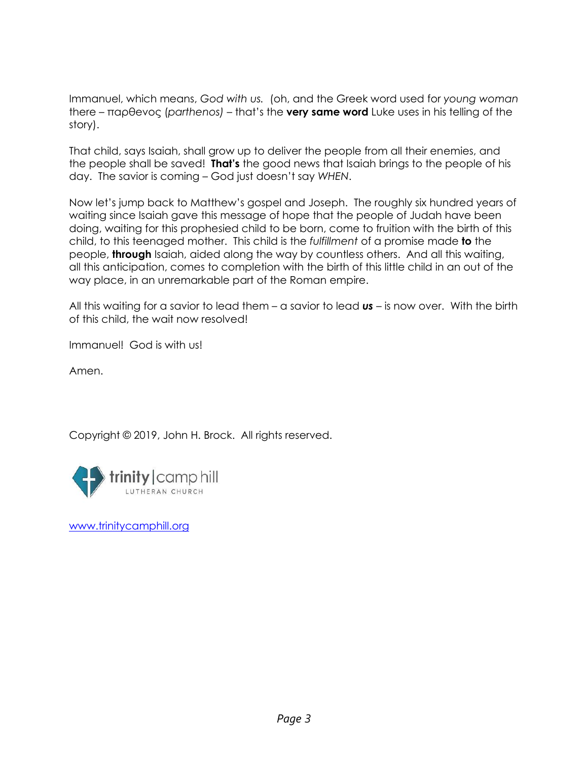Immanuel, which means, *God with us.* (oh, and the Greek word used for *young woman* there – παρθενος (*parthenos)* – that's the **very same word** Luke uses in his telling of the story).

That child, says Isaiah, shall grow up to deliver the people from all their enemies, and the people shall be saved! **That's** the good news that Isaiah brings to the people of his day. The savior is coming – God just doesn't say *WHEN*.

Now let's jump back to Matthew's gospel and Joseph. The roughly six hundred years of waiting since Isaiah gave this message of hope that the people of Judah have been doing, waiting for this prophesied child to be born, come to fruition with the birth of this child, to this teenaged mother. This child is the *fulfillment* of a promise made **to** the people, **through** Isaiah, aided along the way by countless others. And all this waiting, all this anticipation, comes to completion with the birth of this little child in an out of the way place, in an unremarkable part of the Roman empire.

All this waiting for a savior to lead them – a savior to lead ***us*** – is now over. With the birth of this child, the wait now resolved!

Immanuel! God is with us!

Amen.

Copyright © 2019, John H. Brock. All rights reserved.

trinity | camp hill
LUTHERAN CHURCH

www.trinitycamphill.org